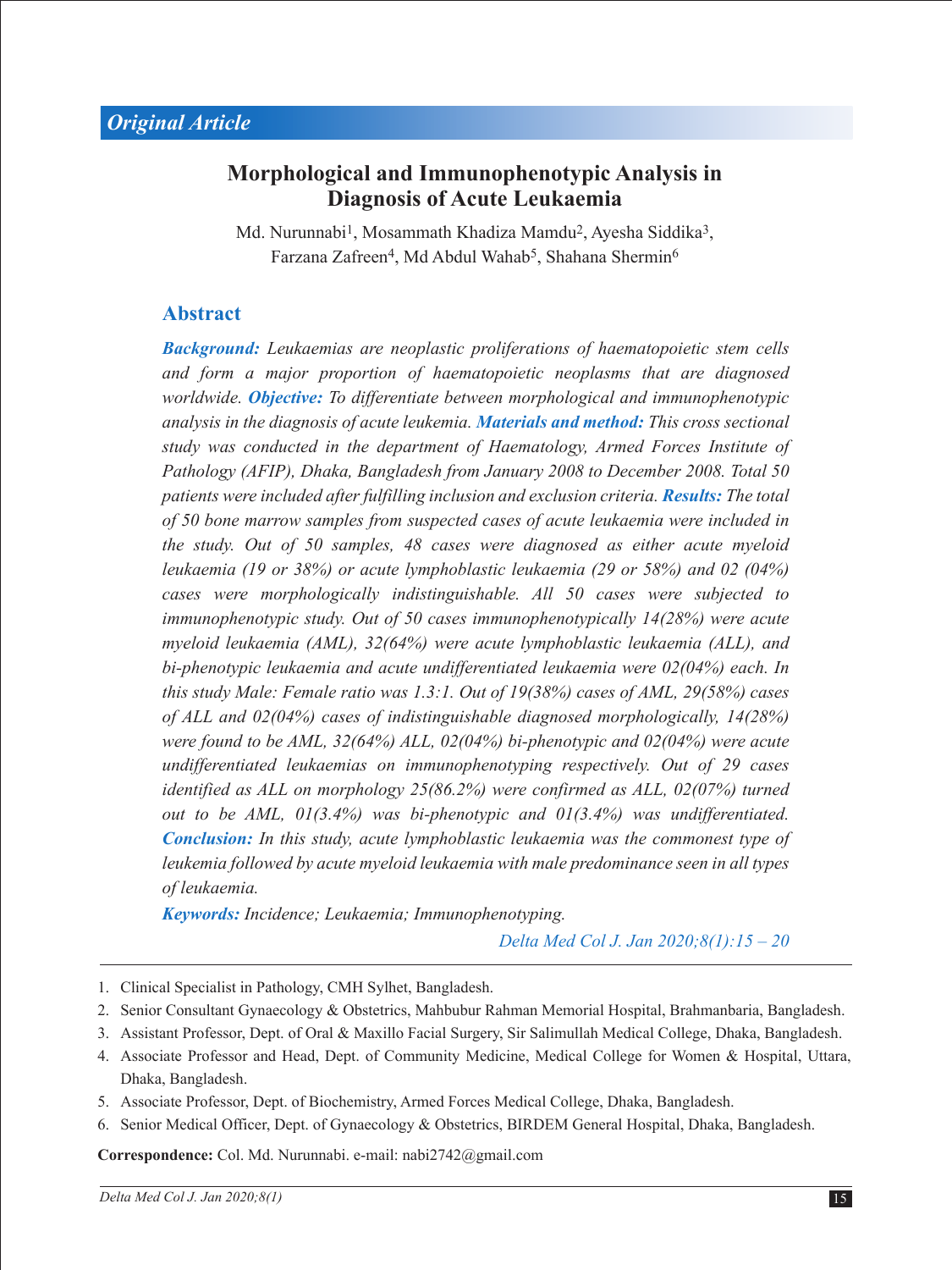*Original Article*

# Morphological and Immunophenotypic Analysis in Diagnosis of Acute Leukaemia

Md. Nurunnabi[1], Mosammath Khadiza Mamdu[2], Ayesha Siddika[3], Farzana Zafreen[4], Md Abdul Wahab[5], Shahana Shermin[6]

## Abstract

***Background:*** *Leukaemias are neoplastic proliferations of haematopoietic stem cells and form a major proportion of haematopoietic neoplasms that are diagnosed worldwide.* ***Objective:*** *To differentiate between morphological and immunophenotypic analysis in the diagnosis of acute leukemia.* ***Materials and method:*** *This cross sectional study was conducted in the department of Haematology, Armed Forces Institute of Pathology (AFIP), Dhaka, Bangladesh from January 2008 to December 2008. Total 50 patients were included after fulfilling inclusion and exclusion criteria.* ***Results:*** *The total of 50 bone marrow samples from suspected cases of acute leukaemia were included in the study. Out of 50 samples, 48 cases were diagnosed as either acute myeloid leukaemia (19 or 38%) or acute lymphoblastic leukaemia (29 or 58%) and 02 (04%) cases were morphologically indistinguishable. All 50 cases were subjected to immunophenotypic study. Out of 50 cases immunophenotypically 14(28%) were acute myeloid leukaemia (AML), 32(64%) were acute lymphoblastic leukaemia (ALL), and bi-phenotypic leukaemia and acute undifferentiated leukaemia were 02(04%) each. In this study Male: Female ratio was 1.3:1. Out of 19(38%) cases of AML, 29(58%) cases of ALL and 02(04%) cases of indistinguishable diagnosed morphologically, 14(28%) were found to be AML, 32(64%) ALL, 02(04%) bi-phenotypic and 02(04%) were acute undifferentiated leukaemias on immunophenotyping respectively. Out of 29 cases identified as ALL on morphology 25(86.2%) were confirmed as ALL, 02(07%) turned out to be AML, 01(3.4%) was bi-phenotypic and 01(3.4%) was undifferentiated.* ***Conclusion:*** *In this study, acute lymphoblastic leukaemia was the commonest type of leukemia followed by acute myeloid leukaemia with male predominance seen in all types of leukaemia.*

***Keywords:*** *Incidence; Leukaemia; Immunophenotyping.*

*Delta Med Col J. Jan 2020;8(1):15 – 20*

---

1. Clinical Specialist in Pathology, CMH Sylhet, Bangladesh.
2. Senior Consultant Gynaecology & Obstetrics, Mahbubur Rahman Memorial Hospital, Brahmanbaria, Bangladesh.
3. Assistant Professor, Dept. of Oral & Maxillo Facial Surgery, Sir Salimullah Medical College, Dhaka, Bangladesh.
4. Associate Professor and Head, Dept. of Community Medicine, Medical College for Women & Hospital, Uttara, Dhaka, Bangladesh.
5. Associate Professor, Dept. of Biochemistry, Armed Forces Medical College, Dhaka, Bangladesh.
6. Senior Medical Officer, Dept. of Gynaecology & Obstetrics, BIRDEM General Hospital, Dhaka, Bangladesh.

**Correspondence:** Col. Md. Nurunnabi. e-mail: nabi2742@gmail.com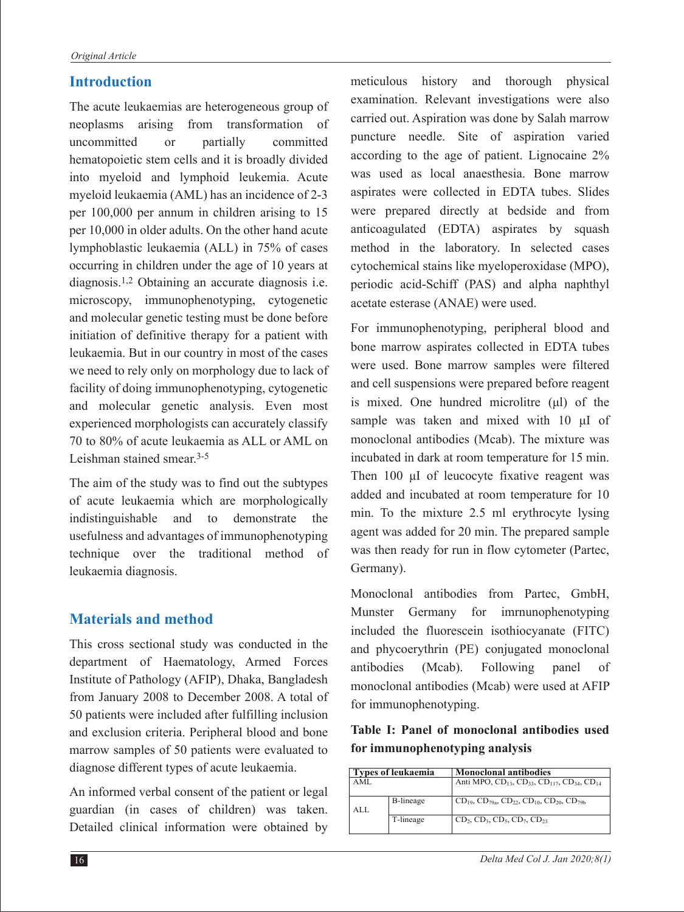## Introduction

The acute leukaemias are heterogeneous group of neoplasms arising from transformation of uncommitted or partially committed hematopoietic stem cells and it is broadly divided into myeloid and lymphoid leukemia. Acute myeloid leukaemia (AML) has an incidence of 2-3 per 100,000 per annum in children arising to 15 per 10,000 in older adults. On the other hand acute lymphoblastic leukaemia (ALL) in 75% of cases occurring in children under the age of 10 years at diagnosis.[1,2] Obtaining an accurate diagnosis i.e. microscopy, immunophenotyping, cytogenetic and molecular genetic testing must be done before initiation of definitive therapy for a patient with leukaemia. But in our country in most of the cases we need to rely only on morphology due to lack of facility of doing immunophenotyping, cytogenetic and molecular genetic analysis. Even most experienced morphologists can accurately classify 70 to 80% of acute leukaemia as ALL or AML on Leishman stained smear.[3-5]

The aim of the study was to find out the subtypes of acute leukaemia which are morphologically indistinguishable and to demonstrate the usefulness and advantages of immunophenotyping technique over the traditional method of leukaemia diagnosis.

## Materials and method

This cross sectional study was conducted in the department of Haematology, Armed Forces Institute of Pathology (AFIP), Dhaka, Bangladesh from January 2008 to December 2008. A total of 50 patients were included after fulfilling inclusion and exclusion criteria. Peripheral blood and bone marrow samples of 50 patients were evaluated to diagnose different types of acute leukaemia.

An informed verbal consent of the patient or legal guardian (in cases of children) was taken. Detailed clinical information were obtained by meticulous history and thorough physical examination. Relevant investigations were also carried out. Aspiration was done by Salah marrow puncture needle. Site of aspiration varied according to the age of patient. Lignocaine 2% was used as local anaesthesia. Bone marrow aspirates were collected in EDTA tubes. Slides were prepared directly at bedside and from anticoagulated (EDTA) aspirates by squash method in the laboratory. In selected cases cytochemical stains like myeloperoxidase (MPO), periodic acid-Schiff (PAS) and alpha naphthyl acetate esterase (ANAE) were used.

For immunophenotyping, peripheral blood and bone marrow aspirates collected in EDTA tubes were used. Bone marrow samples were filtered and cell suspensions were prepared before reagent is mixed. One hundred microlitre (µl) of the sample was taken and mixed with 10 µI of monoclonal antibodies (Mcab). The mixture was incubated in dark at room temperature for 15 min. Then 100 µI of leucocyte fixative reagent was added and incubated at room temperature for 10 min. To the mixture 2.5 ml erythrocyte lysing agent was added for 20 min. The prepared sample was then ready for run in flow cytometer (Partec, Germany).

Monoclonal antibodies from Partec, GmbH, Munster Germany for imrnunophenotyping included the fluorescein isothiocyanate (FITC) and phycoerythrin (PE) conjugated monoclonal antibodies (Mcab). Following panel of monoclonal antibodies (Mcab) were used at AFIP for immunophenotyping.

**Table I: Panel of monoclonal antibodies used for immunophenotyping analysis**

| Types of leukaemia | | Monoclonal antibodies |
|---|---|---|
| AML | | Anti MPO, $CD_{13}$, $CD_{33}$, $CD_{117}$, $CD_{34}$, $CD_{14}$ |
| ALL | B-lineage | $CD_{19}$, $CD_{79a}$, $CD_{22}$, $CD_{10}$, $CD_{20}$, $CD_{79b}$ |
| | T-lineage | $CD_{2}$, $CD_{3}$, $CD_{5}$, $CD_{7}$, $CD_{23}$ |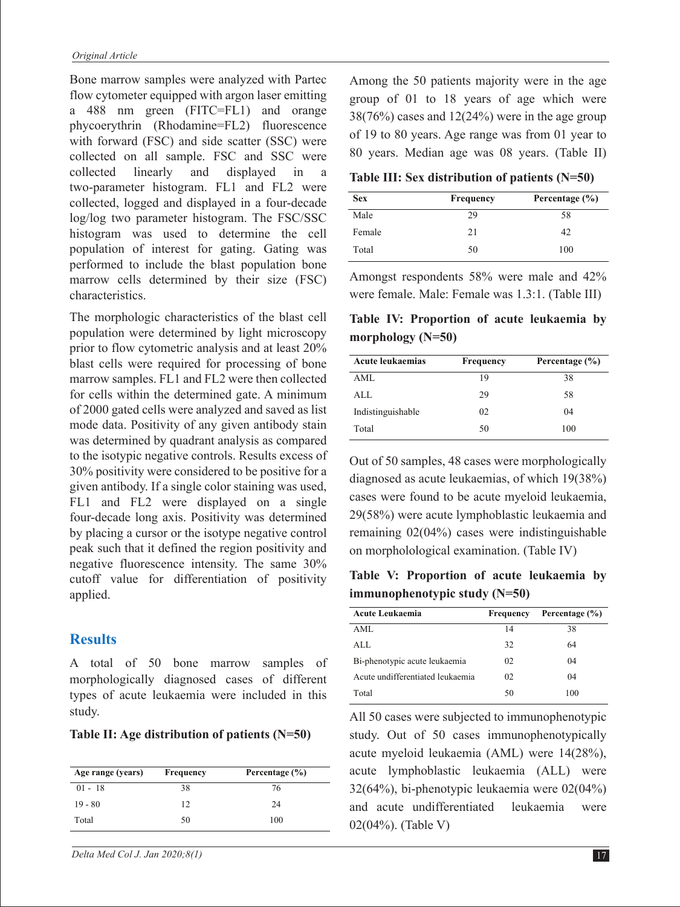Bone marrow samples were analyzed with Partec flow cytometer equipped with argon laser emitting a 488 nm green (FITC=FL1) and orange phycoerythrin (Rhodamine=FL2) fluorescence with forward (FSC) and side scatter (SSC) were collected on all sample. FSC and SSC were collected linearly and displayed in a two-parameter histogram. FL1 and FL2 were collected, logged and displayed in a four-decade log/log two parameter histogram. The FSC/SSC histogram was used to determine the cell population of interest for gating. Gating was performed to include the blast population bone marrow cells determined by their size (FSC) characteristics.

The morphologic characteristics of the blast cell population were determined by light microscopy prior to flow cytometric analysis and at least 20% blast cells were required for processing of bone marrow samples. FL1 and FL2 were then collected for cells within the determined gate. A minimum of 2000 gated cells were analyzed and saved as list mode data. Positivity of any given antibody stain was determined by quadrant analysis as compared to the isotypic negative controls. Results excess of 30% positivity were considered to be positive for a given antibody. If a single color staining was used, FL1 and FL2 were displayed on a single four-decade long axis. Positivity was determined by placing a cursor or the isotype negative control peak such that it defined the region positivity and negative fluorescence intensity. The same 30% cutoff value for differentiation of positivity applied.

## Results

A total of 50 bone marrow samples of morphologically diagnosed cases of different types of acute leukaemia were included in this study.

**Table II: Age distribution of patients (N=50)**

| Age range (years) | Frequency | Percentage (%) |
|---|---|---|
| 01 - 18 | 38 | 76 |
| 19 - 80 | 12 | 24 |
| Total | 50 | 100 |

Among the 50 patients majority were in the age group of 01 to 18 years of age which were 38(76%) cases and 12(24%) were in the age group of 19 to 80 years. Age range was from 01 year to 80 years. Median age was 08 years. (Table II)

**Table III: Sex distribution of patients (N=50)**

| Sex | Frequency | Percentage (%) |
|---|---|---|
| Male | 29 | 58 |
| Female | 21 | 42 |
| Total | 50 | 100 |

Amongst respondents 58% were male and 42% were female. Male: Female was 1.3:1. (Table III)

**Table IV: Proportion of acute leukaemia by morphology (N=50)**

| Acute leukaemias | Frequency | Percentage (%) |
|---|---|---|
| AML | 19 | 38 |
| ALL | 29 | 58 |
| Indistinguishable | 02 | 04 |
| Total | 50 | 100 |

Out of 50 samples, 48 cases were morphologically diagnosed as acute leukaemias, of which 19(38%) cases were found to be acute myeloid leukaemia, 29(58%) were acute lymphoblastic leukaemia and remaining 02(04%) cases were indistinguishable on morpholological examination. (Table IV)

**Table V: Proportion of acute leukaemia by immunophenotypic study (N=50)**

| Acute Leukaemia | Frequency | Percentage (%) |
|---|---|---|
| AML | 14 | 38 |
| ALL | 32 | 64 |
| Bi-phenotypic acute leukaemia | 02 | 04 |
| Acute undifferentiated leukaemia | 02 | 04 |
| Total | 50 | 100 |

All 50 cases were subjected to immunophenotypic study. Out of 50 cases immunophenotypically acute myeloid leukaemia (AML) were 14(28%), acute lymphoblastic leukaemia (ALL) were 32(64%), bi-phenotypic leukaemia were 02(04%) and acute undifferentiated leukaemia were 02(04%). (Table V)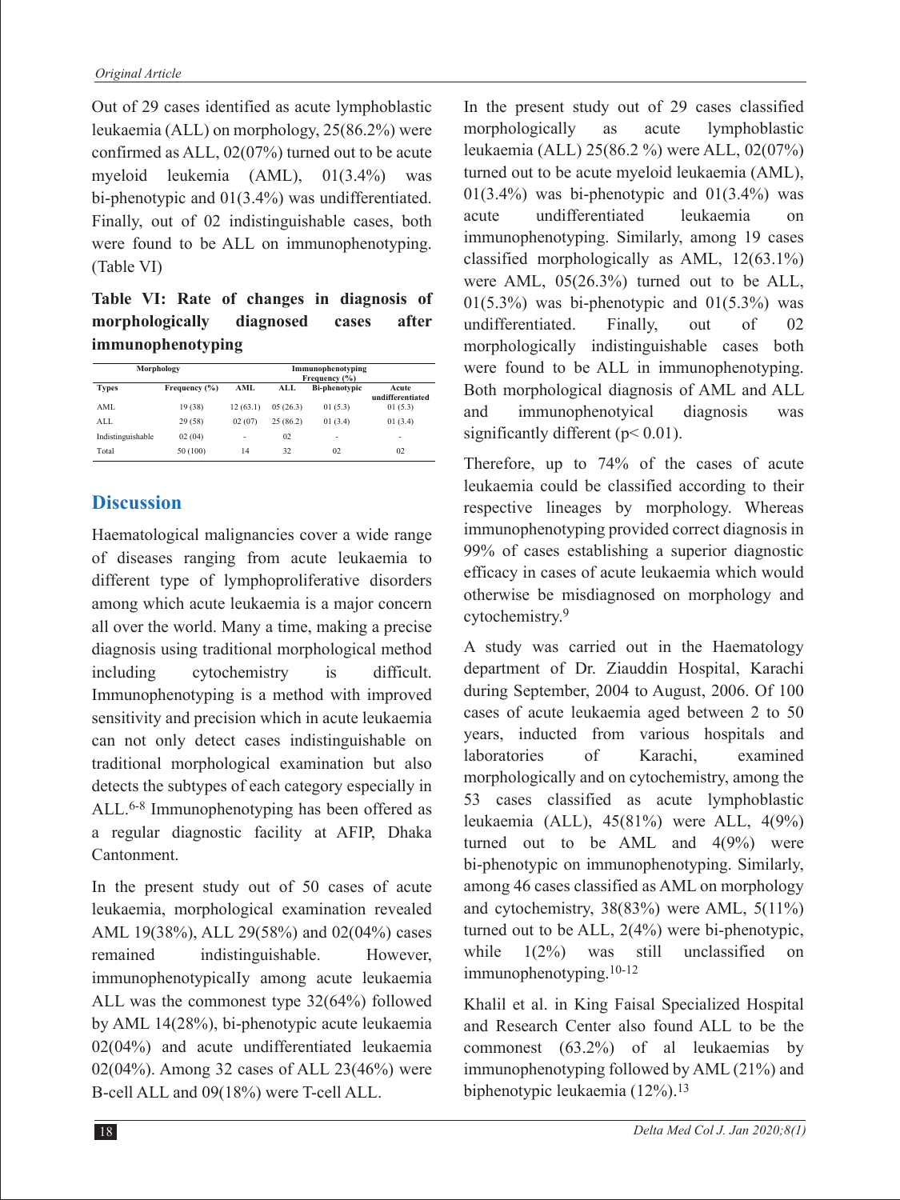Out of 29 cases identified as acute lymphoblastic leukaemia (ALL) on morphology, 25(86.2%) were confirmed as ALL, 02(07%) turned out to be acute myeloid leukemia (AML), 01(3.4%) was bi-phenotypic and 01(3.4%) was undifferentiated. Finally, out of 02 indistinguishable cases, both were found to be ALL on immunophenotyping. (Table VI)

**Table VI: Rate of changes in diagnosis of morphologically diagnosed cases after immunophenotyping**

| Morphology | | Immunophenotyping Frequency (%) | | | |
|---|---|---|---|---|---|
| Types | Frequency (%) | AML | ALL | Bi-phenotypic | Acute undifferentiated |
| AML | 19 (38) | 12 (63.1) | 05 (26.3) | 01 (5.3) | 01 (5.3) |
| ALL | 29 (58) | 02 (07) | 25 (86.2) | 01 (3.4) | 01 (3.4) |
| Indistinguishable | 02 (04) | - | 02 | - | - |
| Total | 50 (100) | 14 | 32 | 02 | 02 |

## Discussion

Haematological malignancies cover a wide range of diseases ranging from acute leukaemia to different type of lymphoproliferative disorders among which acute leukaemia is a major concern all over the world. Many a time, making a precise diagnosis using traditional morphological method including cytochemistry is difficult. Immunophenotyping is a method with improved sensitivity and precision which in acute leukaemia can not only detect cases indistinguishable on traditional morphological examination but also detects the subtypes of each category especially in ALL.[6-8] Immunophenotyping has been offered as a regular diagnostic facility at AFIP, Dhaka Cantonment.

In the present study out of 50 cases of acute leukaemia, morphological examination revealed AML 19(38%), ALL 29(58%) and 02(04%) cases remained indistinguishable. However, immunophenotypicalIy among acute leukaemia ALL was the commonest type 32(64%) followed by AML 14(28%), bi-phenotypic acute leukaemia 02(04%) and acute undifferentiated leukaemia 02(04%). Among 32 cases of ALL 23(46%) were B-cell ALL and 09(18%) were T-cell ALL.

In the present study out of 29 cases classified morphologically as acute lymphoblastic leukaemia (ALL) 25(86.2 %) were ALL, 02(07%) turned out to be acute myeloid leukaemia (AML), 01(3.4%) was bi-phenotypic and 01(3.4%) was acute undifferentiated leukaemia on immunophenotyping. Similarly, among 19 cases classified morphologically as AML, 12(63.1%) were AML, 05(26.3%) turned out to be ALL, 01(5.3%) was bi-phenotypic and 01(5.3%) was undifferentiated. Finally, out of 02 morphologically indistinguishable cases both were found to be ALL in immunophenotyping. Both morphological diagnosis of AML and ALL and immunophenotyical diagnosis was significantly different ($p < 0.01$).

Therefore, up to 74% of the cases of acute leukaemia could be classified according to their respective lineages by morphology. Whereas immunophenotyping provided correct diagnosis in 99% of cases establishing a superior diagnostic efficacy in cases of acute leukaemia which would otherwise be misdiagnosed on morphology and cytochemistry.[9]

A study was carried out in the Haematology department of Dr. Ziauddin Hospital, Karachi during September, 2004 to August, 2006. Of 100 cases of acute leukaemia aged between 2 to 50 years, inducted from various hospitals and laboratories of Karachi, examined morphologically and on cytochemistry, among the 53 cases classified as acute lymphoblastic leukaemia (ALL), 45(81%) were ALL, 4(9%) turned out to be AML and 4(9%) were bi-phenotypic on immunophenotyping. Similarly, among 46 cases classified as AML on morphology and cytochemistry, 38(83%) were AML, 5(11%) turned out to be ALL, 2(4%) were bi-phenotypic, while 1(2%) was still unclassified on immunophenotyping.[10-12]

Khalil et al. in King Faisal Specialized Hospital and Research Center also found ALL to be the commonest (63.2%) of al leukaemias by immunophenotyping followed by AML (21%) and biphenotypic leukaemia (12%).[13]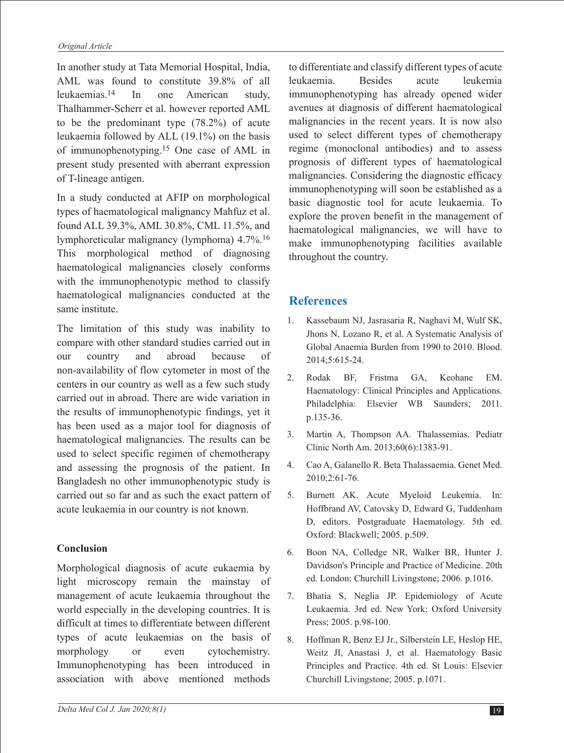In another study at Tata Memorial Hospital, India, AML was found to constitute 39.8% of all leukaemias.[14] In one American study, Thalhammer-Scherr et al. however reported AML to be the predominant type (78.2%) of acute leukaemia followed by ALL (19.1%) on the basis of immunophenotyping.[15] One case of AML in present study presented with aberrant expression of T-lineage antigen.

In a study conducted at AFIP on morphological types of haematological malignancy Mahfuz et al. found ALL 39.3%, AML 30.8%, CML 11.5%, and lymphoreticular malignancy (lymphoma) 4.7%.[16] This morphological method of diagnosing haematological malignancies closely conforms with the immunophenotypic method to classify haematological malignancies conducted at the same institute.

The limitation of this study was inability to compare with other standard studies carried out in our country and abroad because of non-availability of flow cytometer in most of the centers in our country as well as a few such study carried out in abroad. There are wide variation in the results of immunophenotypic findings, yet it has been used as a major tool for diagnosis of haematological malignancies. The results can be used to select specific regimen of chemotherapy and assessing the prognosis of the patient. In Bangladesh no other immunophenotypic study is carried out so far and as such the exact pattern of acute leukaemia in our country is not known.

**Conclusion**

Morphological diagnosis of acute eukaemia by light microscopy remain the mainstay of management of acute leukaemia throughout the world especially in the developing countries. It is difficult at times to differentiate between different types of acute leukaemias on the basis of morphology or even cytochemistry. Immunophenotyping has been introduced in association with above mentioned methods to differentiate and classify different types of acute leukaemia. Besides acute leukemia immunophenotyping has already opened wider avenues at diagnosis of different haematological malignancies in the recent years. It is now also used to select different types of chemotherapy regime (monoclonal antibodies) and to assess prognosis of different types of haematological malignancies. Considering the diagnostic efficacy immunophenotyping will soon be established as a basic diagnostic tool for acute leukaemia. To explore the proven benefit in the management of haematological malignancies, we will have to make immunophenotyping facilities available throughout the country.

## References

1. Kassebaum NJ, Jasrasaria R, Naghavi M, Wulf SK, Jhons N, Lozano R, et al. A Systematic Analysis of Global Anaemia Burden from 1990 to 2010. Blood. 2014;5:615-24.
2. Rodak BF, Fristma GA, Keohane EM. Haematology: Clinical Principles and Applications. Philadelphia: Elsevier WB Saunders; 2011. p.135-36.
3. Martin A, Thompson AA. Thalassemias. Pediatr Clinic North Am. 2013;60(6):1383-91.
4. Cao A, Galanello R. Beta Thalassaemia. Genet Med. 2010;2:61-76.
5. Burnett AK. Acute Myeloid Leukemia. In: Hoffbrand AV, Catovsky D, Edward G, Tuddenham D, editors. Postgraduate Haematology. 5th ed. Oxford: Blackwell; 2005. p.509.
6. Boon NA, Colledge NR, Walker BR, Hunter J. Davidson's Principle and Practice of Medicine. 20th ed. London: Churchill Livingstone; 2006. p.1016.
7. Bhatia S, Neglia JP. Epidemiology of Acute Leukaemia. 3rd ed. New York: Oxford University Press; 2005. p.98-100.
8. Hoffman R, Benz EJ Jr., Silberstein LE, Heslop HE, Weitz JI, Anastasi J, et al. Haematology Basic Principles and Practice. 4th ed. St Louis: Elsevier Churchill Livingstone; 2005. p.1071.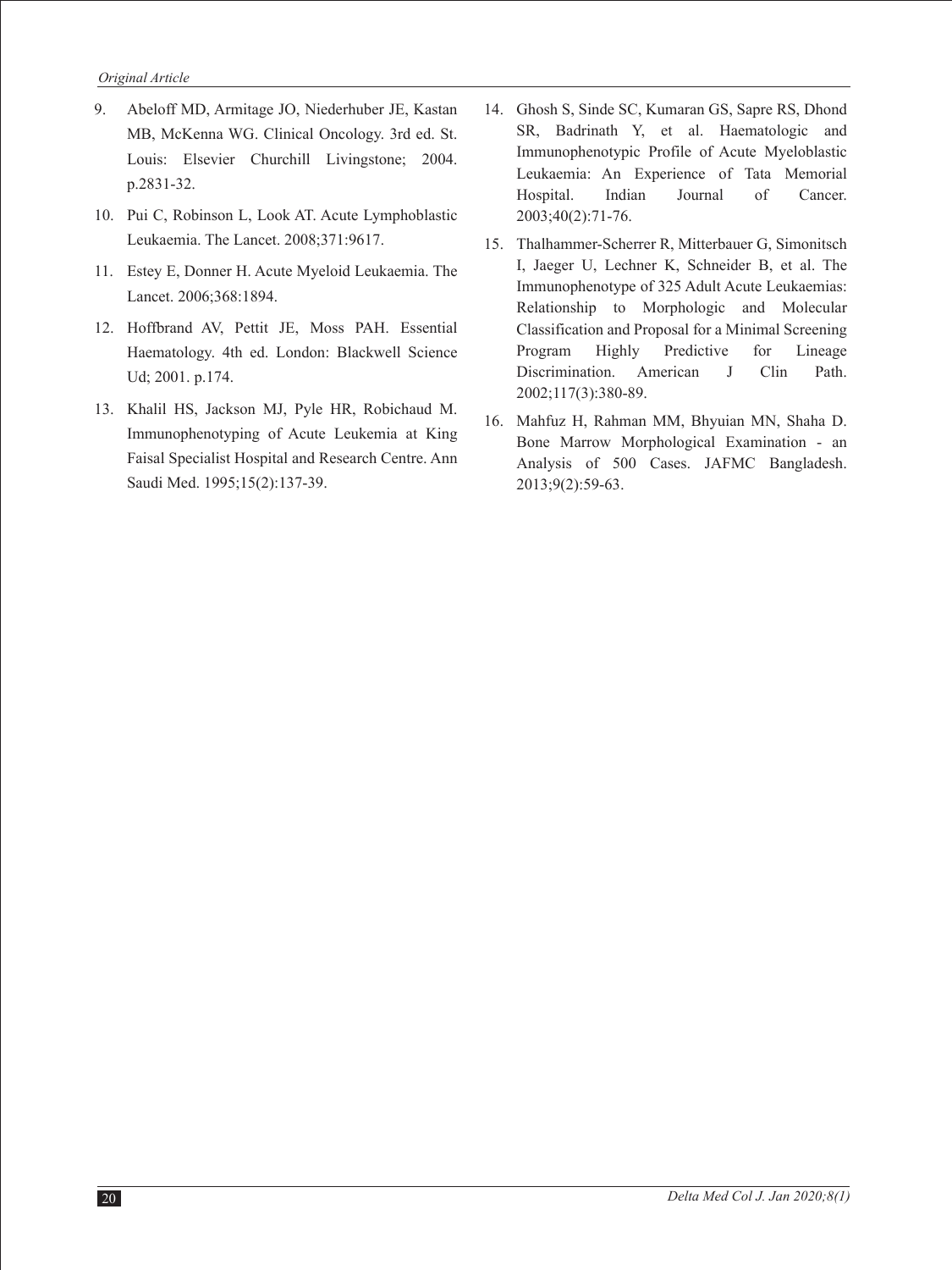9. Abeloff MD, Armitage JO, Niederhuber JE, Kastan MB, McKenna WG. Clinical Oncology. 3rd ed. St. Louis: Elsevier Churchill Livingstone; 2004. p.2831-32.
10. Pui C, Robinson L, Look AT. Acute Lymphoblastic Leukaemia. The Lancet. 2008;371:9617.
11. Estey E, Donner H. Acute Myeloid Leukaemia. The Lancet. 2006;368:1894.
12. Hoffbrand AV, Pettit JE, Moss PAH. Essential Haematology. 4th ed. London: Blackwell Science Ud; 2001. p.174.
13. Khalil HS, Jackson MJ, Pyle HR, Robichaud M. Immunophenotyping of Acute Leukemia at King Faisal Specialist Hospital and Research Centre. Ann Saudi Med. 1995;15(2):137-39.
14. Ghosh S, Sinde SC, Kumaran GS, Sapre RS, Dhond SR, Badrinath Y, et al. Haematologic and Immunophenotypic Profile of Acute Myeloblastic Leukaemia: An Experience of Tata Memorial Hospital. Indian Journal of Cancer. 2003;40(2):71-76.
15. Thalhammer-Scherrer R, Mitterbauer G, Simonitsch I, Jaeger U, Lechner K, Schneider B, et al. The Immunophenotype of 325 Adult Acute Leukaemias: Relationship to Morphologic and Molecular Classification and Proposal for a Minimal Screening Program Highly Predictive for Lineage Discrimination. American J Clin Path. 2002;117(3):380-89.
16. Mahfuz H, Rahman MM, Bhyuian MN, Shaha D. Bone Marrow Morphological Examination - an Analysis of 500 Cases. JAFMC Bangladesh. 2013;9(2):59-63.